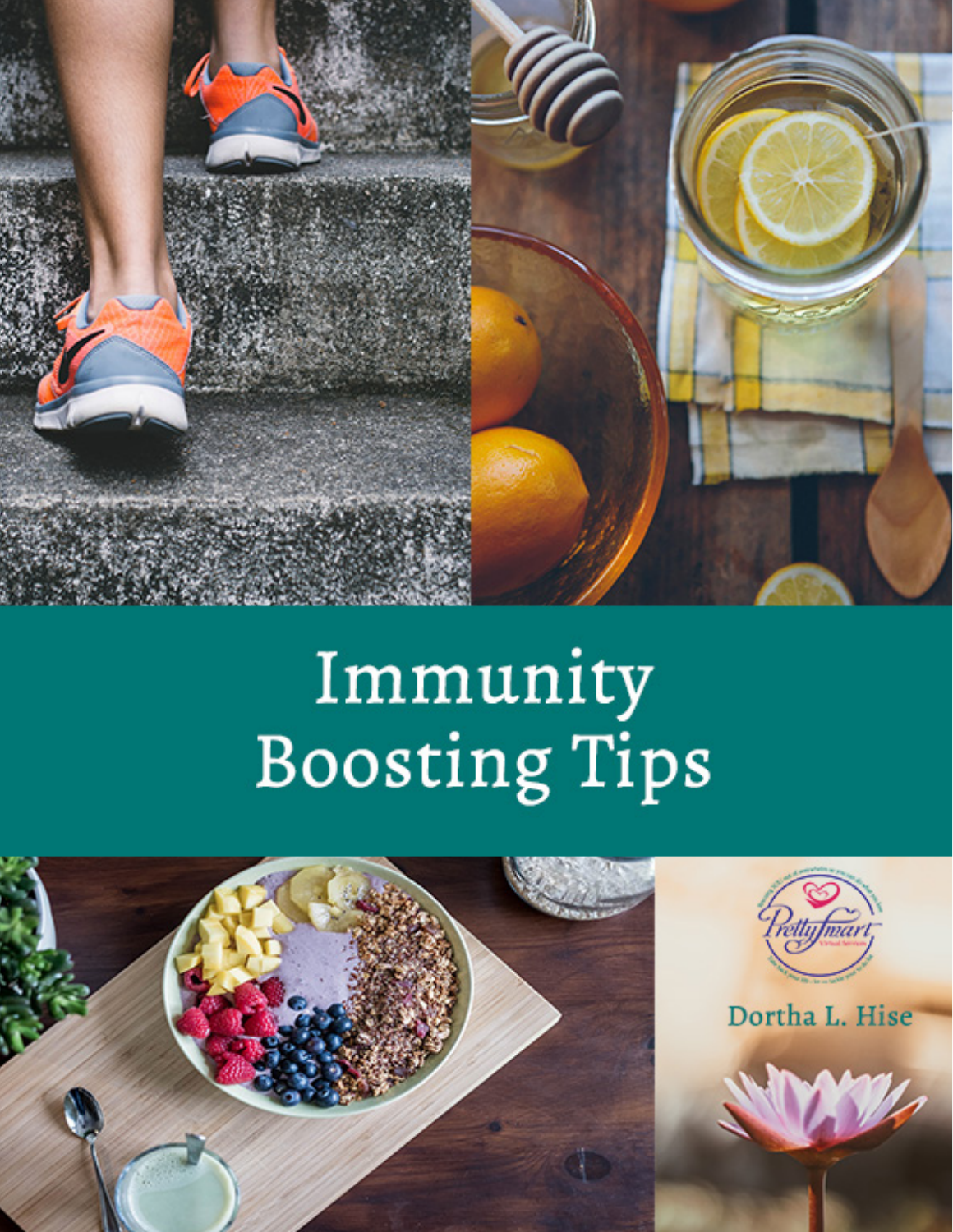# Immunity Boosting Tips

Dortha L. Hise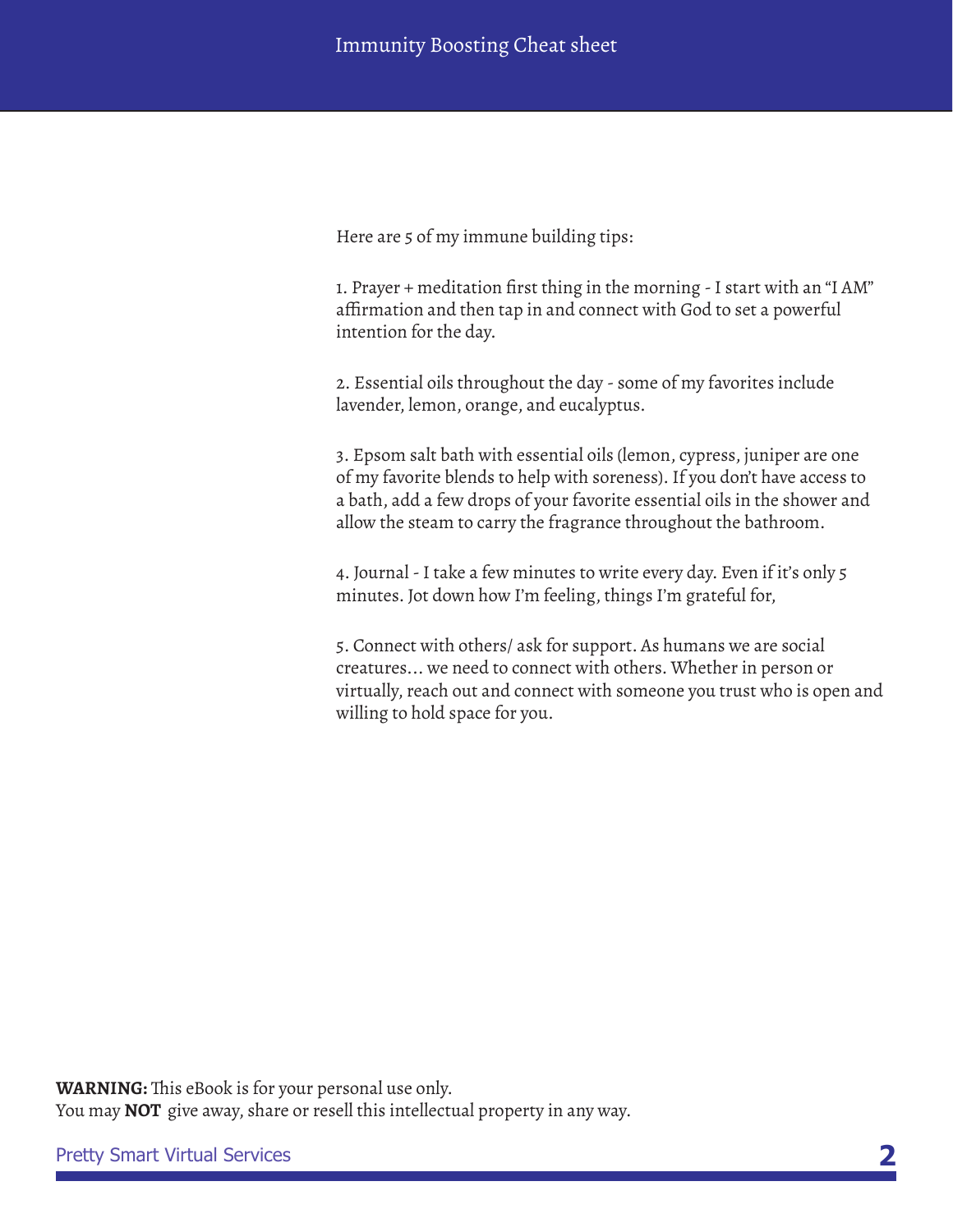Here are 5 of my immune building tips:

1. Prayer + meditation first thing in the morning - I start with an "I AM" affirmation and then tap in and connect with God to set a powerful intention for the day.

2. Essential oils throughout the day - some of my favorites include lavender, lemon, orange, and eucalyptus.

3. Epsom salt bath with essential oils (lemon, cypress, juniper are one of my favorite blends to help with soreness). If you don't have access to a bath, add a few drops of your favorite essential oils in the shower and allow the steam to carry the fragrance throughout the bathroom.

4. Journal - I take a few minutes to write every day. Even if it's only 5 minutes. Jot down how I'm feeling, things I'm grateful for,

5. Connect with others/ ask for support. As humans we are social creatures… we need to connect with others. Whether in person or virtually, reach out and connect with someone you trust who is open and willing to hold space for you.

**WARNING:** This eBook is for your personal use only.
You may **NOT** give away, share or resell this intellectual property in any way.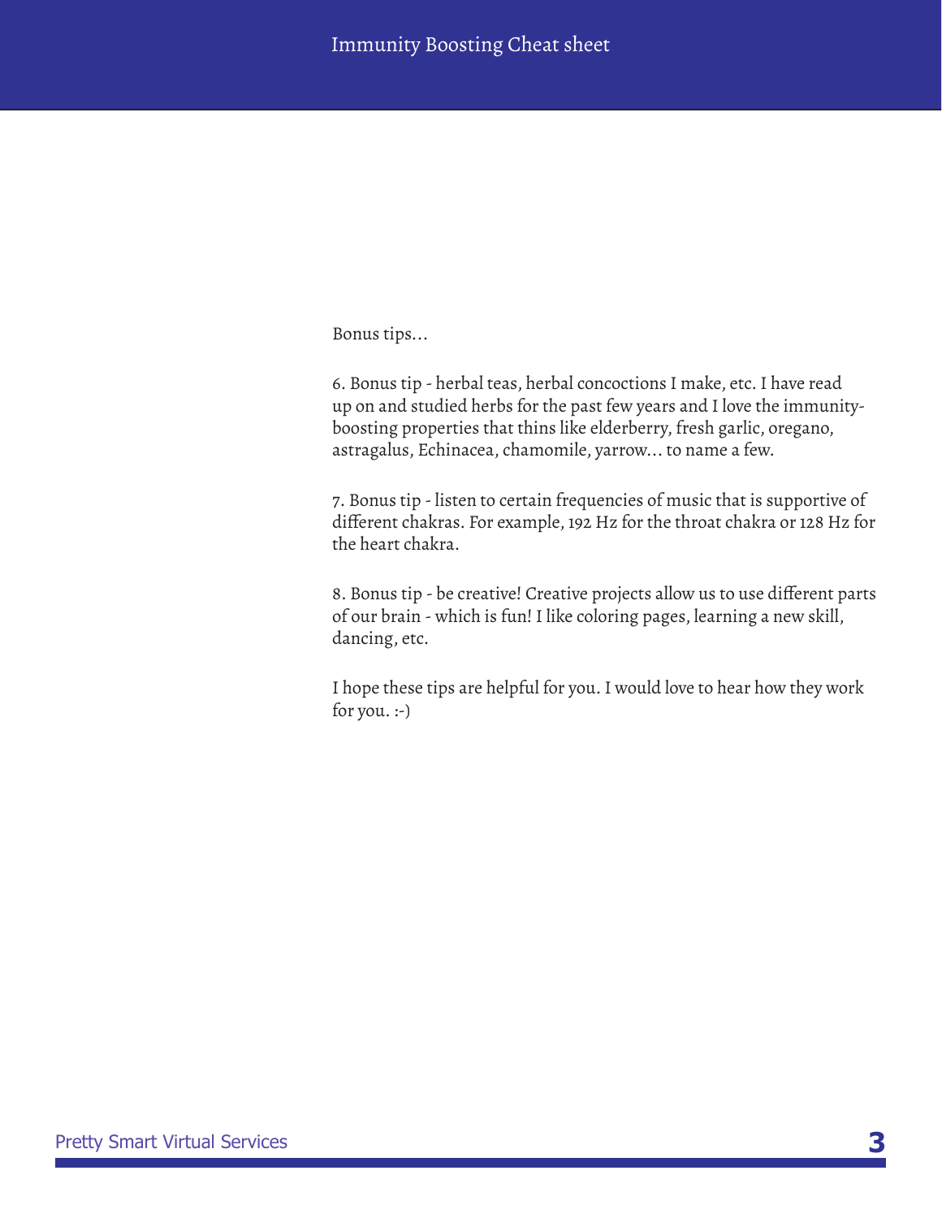Bonus tips…

6. Bonus tip - herbal teas, herbal concoctions I make, etc. I have read up on and studied herbs for the past few years and I love the immunity-boosting properties that thins like elderberry, fresh garlic, oregano, astragalus, Echinacea, chamomile, yarrow… to name a few.

7. Bonus tip - listen to certain frequencies of music that is supportive of different chakras. For example, 192 Hz for the throat chakra or 128 Hz for the heart chakra.

8. Bonus tip - be creative! Creative projects allow us to use different parts of our brain - which is fun! I like coloring pages, learning a new skill, dancing, etc.

I hope these tips are helpful for you. I would love to hear how they work for you. :-)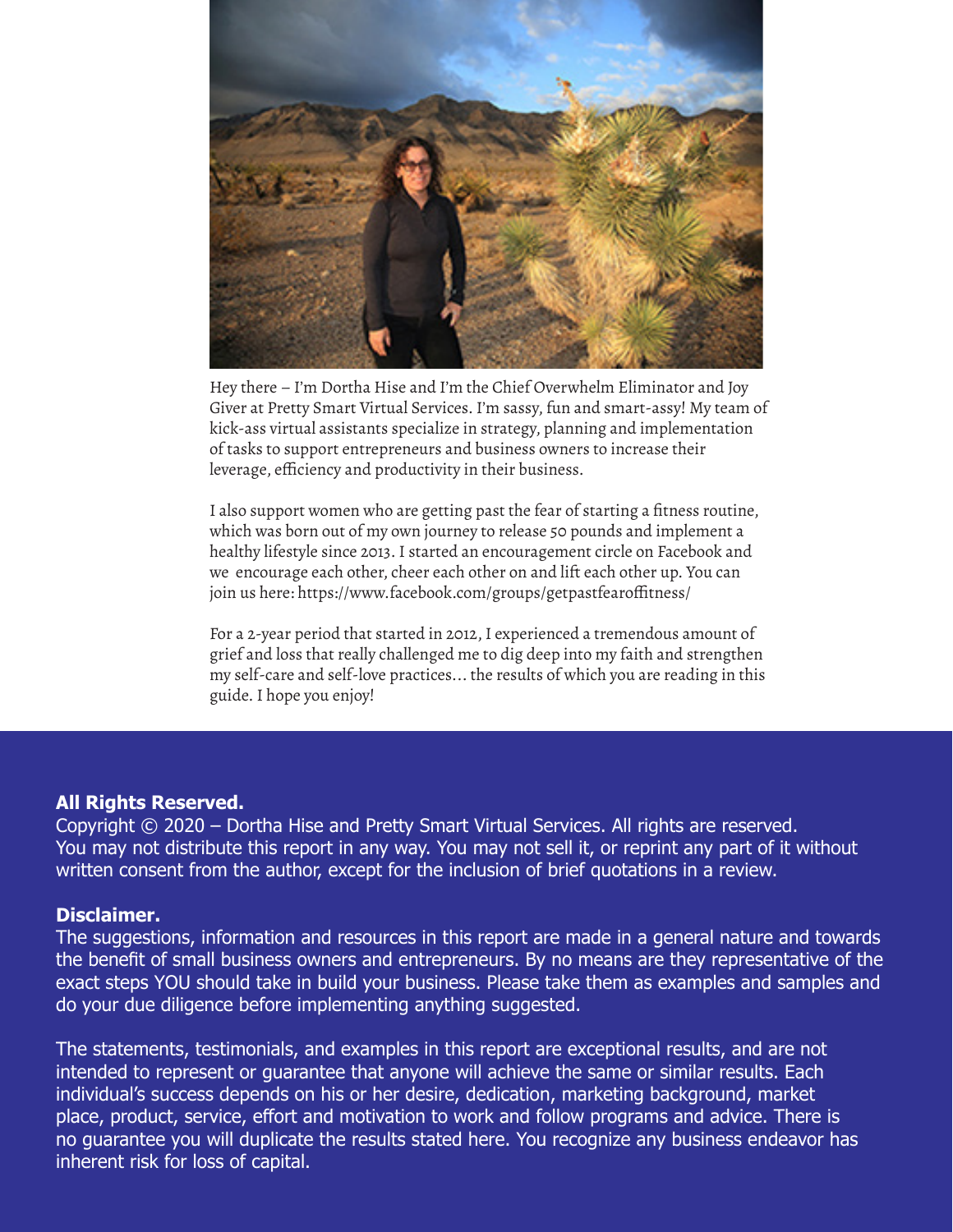Hey there – I'm Dortha Hise and I'm the Chief Overwhelm Eliminator and Joy Giver at Pretty Smart Virtual Services. I'm sassy, fun and smart-assy! My team of kick-ass virtual assistants specialize in strategy, planning and implementation of tasks to support entrepreneurs and business owners to increase their leverage, efficiency and productivity in their business.

I also support women who are getting past the fear of starting a fitness routine, which was born out of my own journey to release 50 pounds and implement a healthy lifestyle since 2013. I started an encouragement circle on Facebook and we encourage each other, cheer each other on and lift each other up. You can join us here: https://www.facebook.com/groups/getpastfearoffitness/

For a 2-year period that started in 2012, I experienced a tremendous amount of grief and loss that really challenged me to dig deep into my faith and strengthen my self-care and self-love practices... the results of which you are reading in this guide. I hope you enjoy!

**All Rights Reserved.**

Copyright © 2020 – Dortha Hise and Pretty Smart Virtual Services. All rights are reserved. You may not distribute this report in any way. You may not sell it, or reprint any part of it without written consent from the author, except for the inclusion of brief quotations in a review.

**Disclaimer.**

The suggestions, information and resources in this report are made in a general nature and towards the benefit of small business owners and entrepreneurs. By no means are they representative of the exact steps YOU should take in build your business. Please take them as examples and samples and do your due diligence before implementing anything suggested.

The statements, testimonials, and examples in this report are exceptional results, and are not intended to represent or guarantee that anyone will achieve the same or similar results. Each individual's success depends on his or her desire, dedication, marketing background, market place, product, service, effort and motivation to work and follow programs and advice. There is no guarantee you will duplicate the results stated here. You recognize any business endeavor has inherent risk for loss of capital.